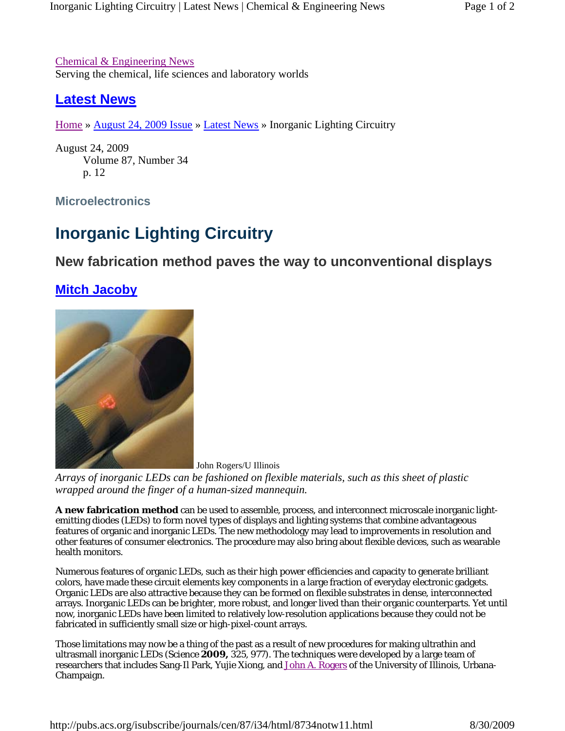Chemical & Engineering News
Serving the chemical, life sciences and laboratory worlds

## Latest News

Home » August 24, 2009 Issue » Latest News » Inorganic Lighting Circuitry

August 24, 2009
Volume 87, Number 34
p. 12

### Microelectronics

# Inorganic Lighting Circuitry

## New fabrication method paves the way to unconventional displays

**Mitch Jacoby**

John Rogers/U Illinois

*Arrays of inorganic LEDs can be fashioned on flexible materials, such as this sheet of plastic wrapped around the finger of a human-sized mannequin.*

**A new fabrication method** can be used to assemble, process, and interconnect microscale inorganic light-emitting diodes (LEDs) to form novel types of displays and lighting systems that combine advantageous features of organic and inorganic LEDs. The new methodology may lead to improvements in resolution and other features of consumer electronics. The procedure may also bring about flexible devices, such as wearable health monitors.

Numerous features of organic LEDs, such as their high power efficiencies and capacity to generate brilliant colors, have made these circuit elements key components in a large fraction of everyday electronic gadgets. Organic LEDs are also attractive because they can be formed on flexible substrates in dense, interconnected arrays. Inorganic LEDs can be brighter, more robust, and longer lived than their organic counterparts. Yet until now, inorganic LEDs have been limited to relatively low-resolution applications because they could not be fabricated in sufficiently small size or high-pixel-count arrays.

Those limitations may now be a thing of the past as a result of new procedures for making ultrathin and ultrasmall inorganic LEDs (Science **2009,** 325, 977). The techniques were developed by a large team of researchers that includes Sang-Il Park, Yujie Xiong, and John A. Rogers of the University of Illinois, Urbana-Champaign.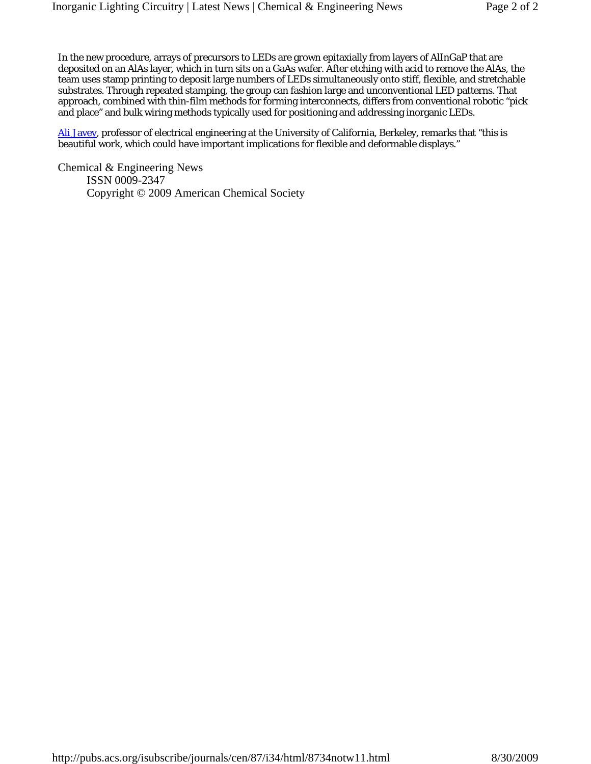In the new procedure, arrays of precursors to LEDs are grown epitaxially from layers of AlInGaP that are deposited on an AlAs layer, which in turn sits on a GaAs wafer. After etching with acid to remove the AlAs, the team uses stamp printing to deposit large numbers of LEDs simultaneously onto stiff, flexible, and stretchable substrates. Through repeated stamping, the group can fashion large and unconventional LED patterns. That approach, combined with thin-film methods for forming interconnects, differs from conventional robotic "pick and place" and bulk wiring methods typically used for positioning and addressing inorganic LEDs.

Ali Javey, professor of electrical engineering at the University of California, Berkeley, remarks that "this is beautiful work, which could have important implications for flexible and deformable displays."

Chemical & Engineering News
ISSN 0009-2347
Copyright © 2009 American Chemical Society